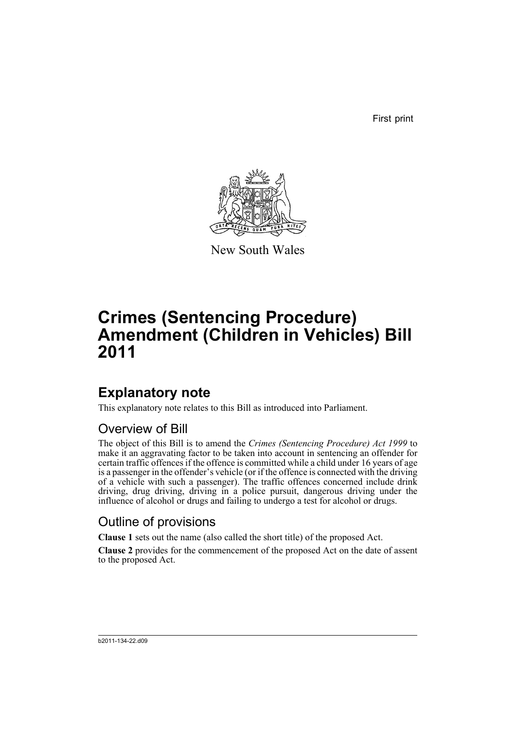First print

New South Wales

# Crimes (Sentencing Procedure) Amendment (Children in Vehicles) Bill 2011

## Explanatory note

This explanatory note relates to this Bill as introduced into Parliament.

### Overview of Bill

The object of this Bill is to amend the *Crimes (Sentencing Procedure) Act 1999* to make it an aggravating factor to be taken into account in sentencing an offender for certain traffic offences if the offence is committed while a child under 16 years of age is a passenger in the offender's vehicle (or if the offence is connected with the driving of a vehicle with such a passenger). The traffic offences concerned include drink driving, drug driving, driving in a police pursuit, dangerous driving under the influence of alcohol or drugs and failing to undergo a test for alcohol or drugs.

### Outline of provisions

**Clause 1** sets out the name (also called the short title) of the proposed Act.

**Clause 2** provides for the commencement of the proposed Act on the date of assent to the proposed Act.

b2011-134-22.d09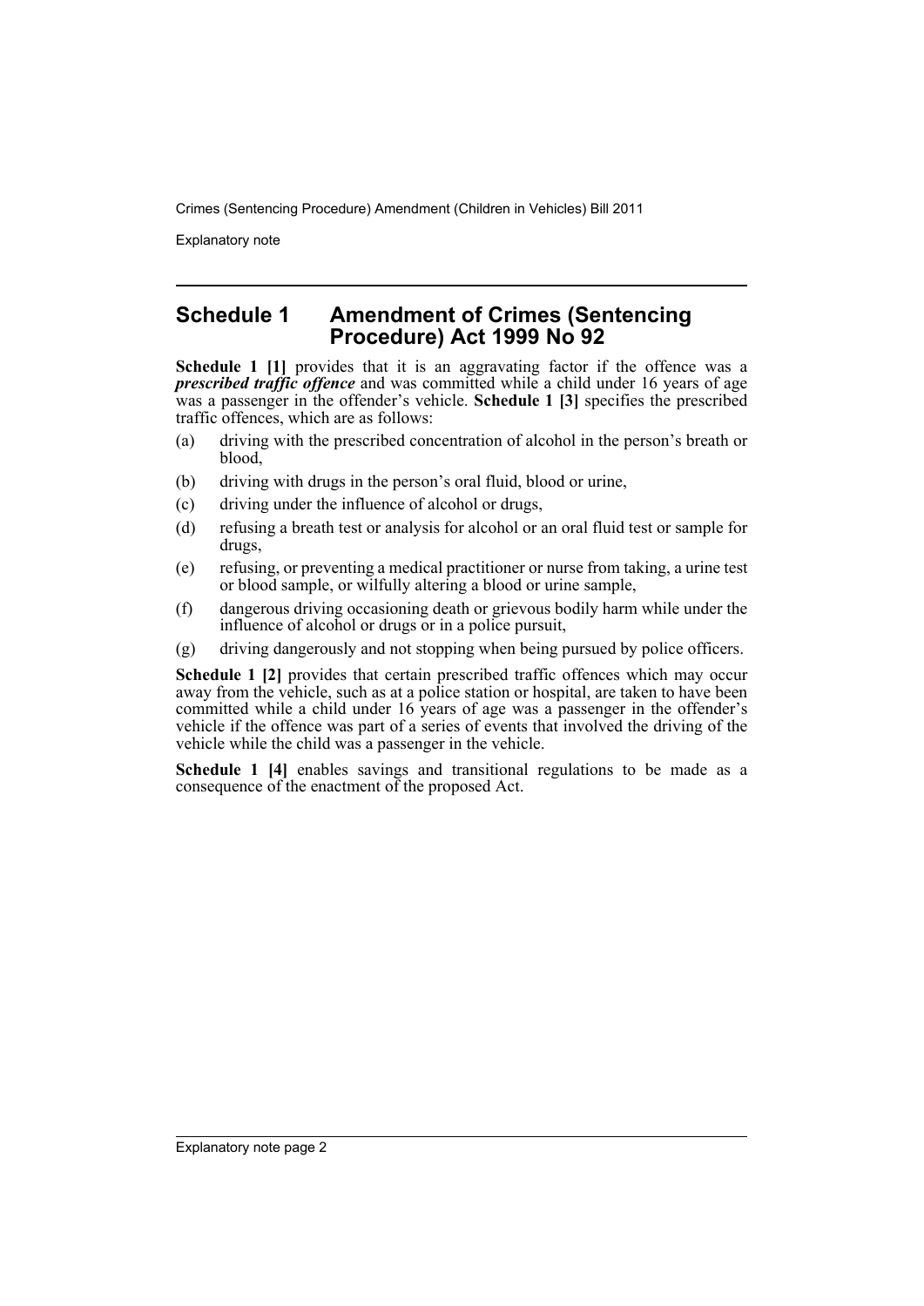## Schedule 1 Amendment of Crimes (Sentencing Procedure) Act 1999 No 92

**Schedule 1 [1]** provides that it is an aggravating factor if the offence was a ***prescribed traffic offence*** and was committed while a child under 16 years of age was a passenger in the offender's vehicle. **Schedule 1 [3]** specifies the prescribed traffic offences, which are as follows:

(a) driving with the prescribed concentration of alcohol in the person's breath or blood,

(b) driving with drugs in the person's oral fluid, blood or urine,

(c) driving under the influence of alcohol or drugs,

(d) refusing a breath test or analysis for alcohol or an oral fluid test or sample for drugs,

(e) refusing, or preventing a medical practitioner or nurse from taking, a urine test or blood sample, or wilfully altering a blood or urine sample,

(f) dangerous driving occasioning death or grievous bodily harm while under the influence of alcohol or drugs or in a police pursuit,

(g) driving dangerously and not stopping when being pursued by police officers.

**Schedule 1 [2]** provides that certain prescribed traffic offences which may occur away from the vehicle, such as at a police station or hospital, are taken to have been committed while a child under 16 years of age was a passenger in the offender's vehicle if the offence was part of a series of events that involved the driving of the vehicle while the child was a passenger in the vehicle.

**Schedule 1 [4]** enables savings and transitional regulations to be made as a consequence of the enactment of the proposed Act.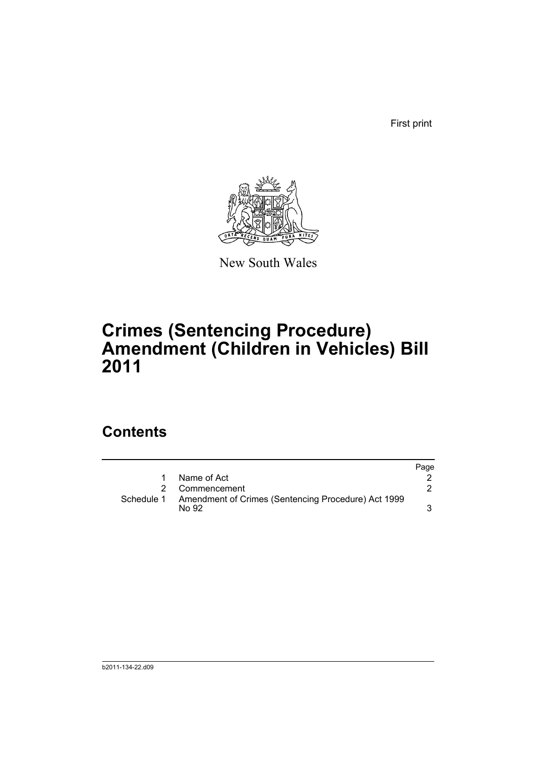First print

New South Wales

# Crimes (Sentencing Procedure) Amendment (Children in Vehicles) Bill 2011

## Contents

| | | Page |
|---|---|---|
| 1 | Name of Act | 2 |
| 2 | Commencement | 2 |
| Schedule 1 | Amendment of Crimes (Sentencing Procedure) Act 1999 No 92 | 3 |

b2011-134-22.d09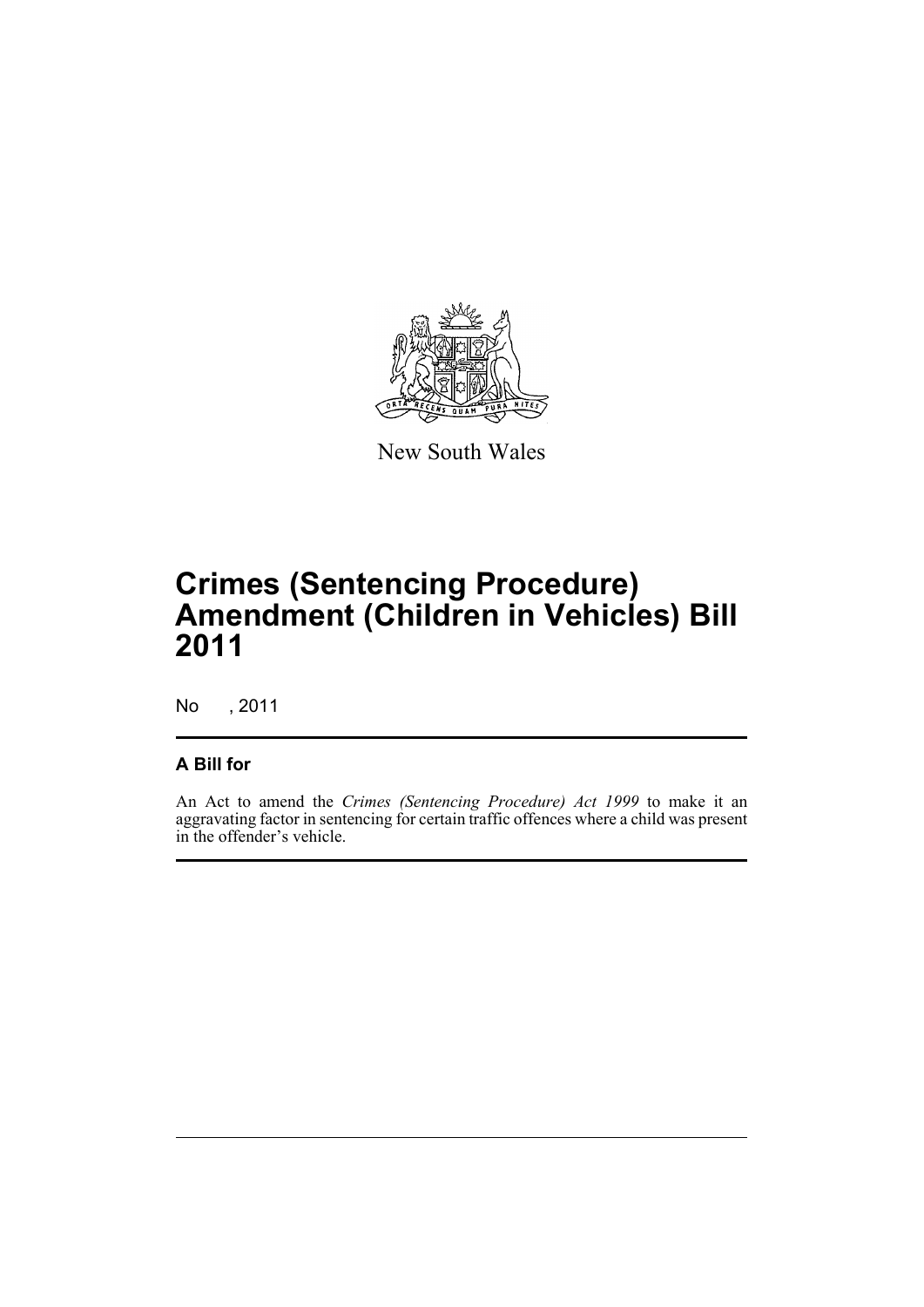New South Wales

# Crimes (Sentencing Procedure) Amendment (Children in Vehicles) Bill 2011

No , 2011

## A Bill for

An Act to amend the *Crimes (Sentencing Procedure) Act 1999* to make it an aggravating factor in sentencing for certain traffic offences where a child was present in the offender's vehicle.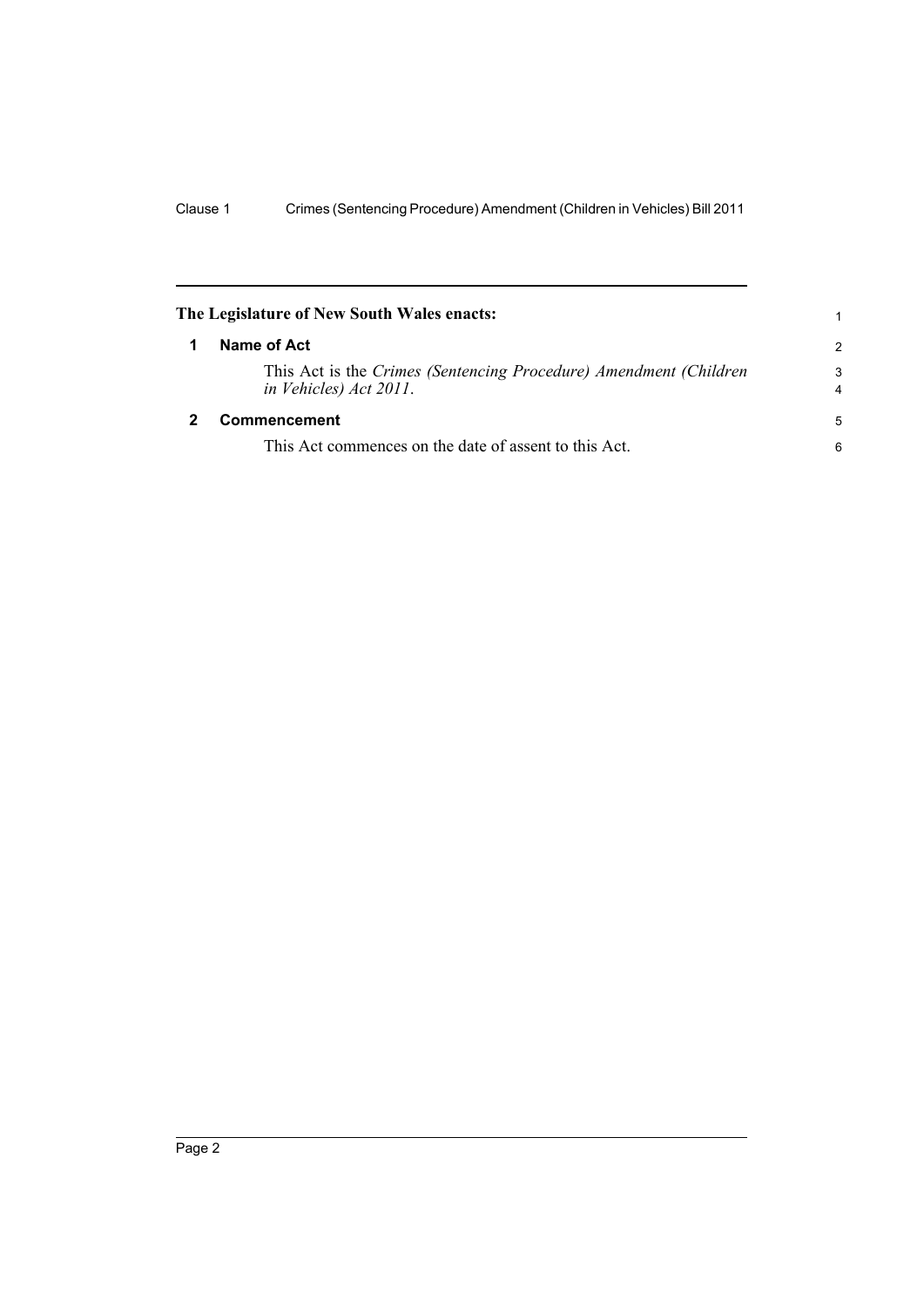**The Legislature of New South Wales enacts:**

## 1 Name of Act

This Act is the *Crimes (Sentencing Procedure) Amendment (Children in Vehicles) Act 2011*.

## 2 Commencement

This Act commences on the date of assent to this Act.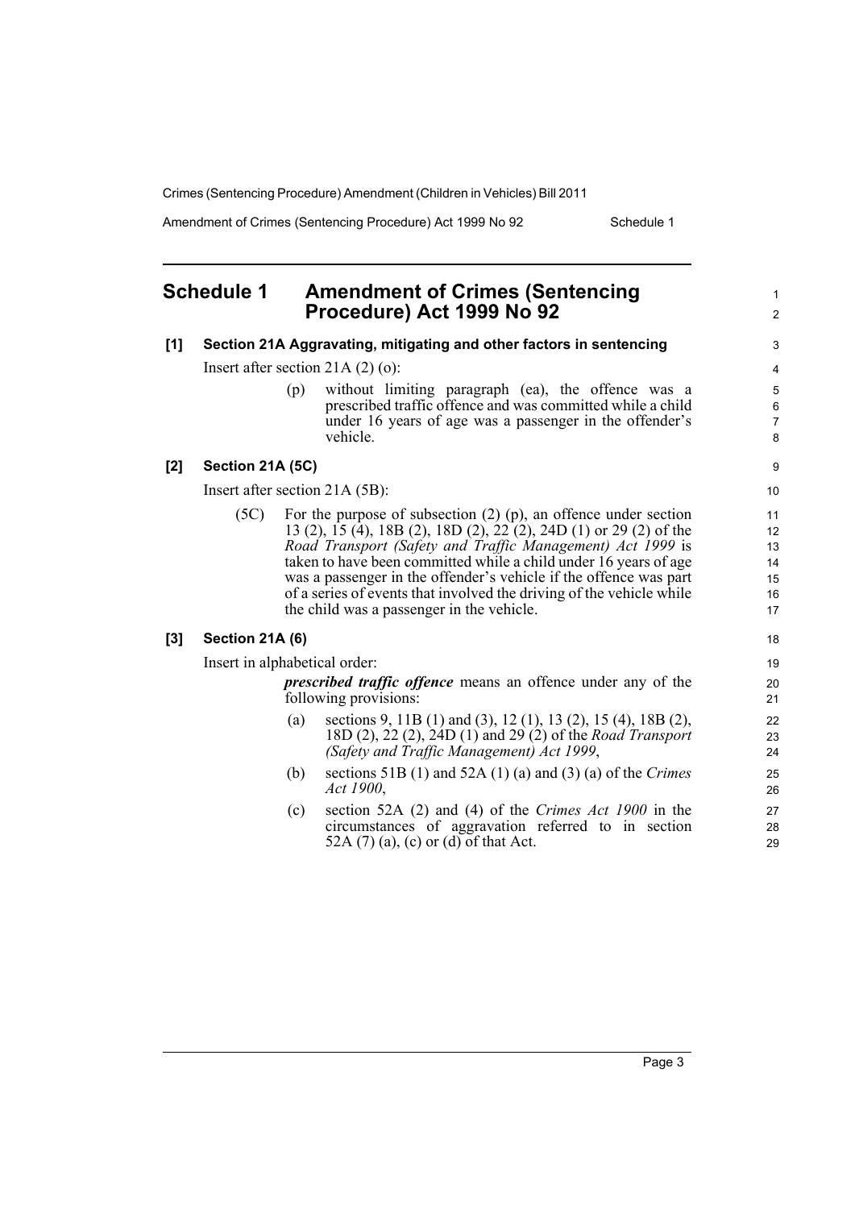# Schedule 1 Amendment of Crimes (Sentencing Procedure) Act 1999 No 92

**[1] Section 21A Aggravating, mitigating and other factors in sentencing**

Insert after section 21A (2) (o):

(p) without limiting paragraph (ea), the offence was a prescribed traffic offence and was committed while a child under 16 years of age was a passenger in the offender's vehicle.

**[2] Section 21A (5C)**

Insert after section 21A (5B):

(5C) For the purpose of subsection (2) (p), an offence under section 13 (2), 15 (4), 18B (2), 18D (2), 22 (2), 24D (1) or 29 (2) of the *Road Transport (Safety and Traffic Management) Act 1999* is taken to have been committed while a child under 16 years of age was a passenger in the offender's vehicle if the offence was part of a series of events that involved the driving of the vehicle while the child was a passenger in the vehicle.

**[3] Section 21A (6)**

Insert in alphabetical order:

***prescribed traffic offence*** means an offence under any of the following provisions:

(a) sections 9, 11B (1) and (3), 12 (1), 13 (2), 15 (4), 18B (2), 18D (2), 22 (2), 24D (1) and 29 (2) of the *Road Transport (Safety and Traffic Management) Act 1999*,

(b) sections 51B (1) and 52A (1) (a) and (3) (a) of the *Crimes Act 1900*,

(c) section 52A (2) and (4) of the *Crimes Act 1900* in the circumstances of aggravation referred to in section 52A (7) (a), (c) or (d) of that Act.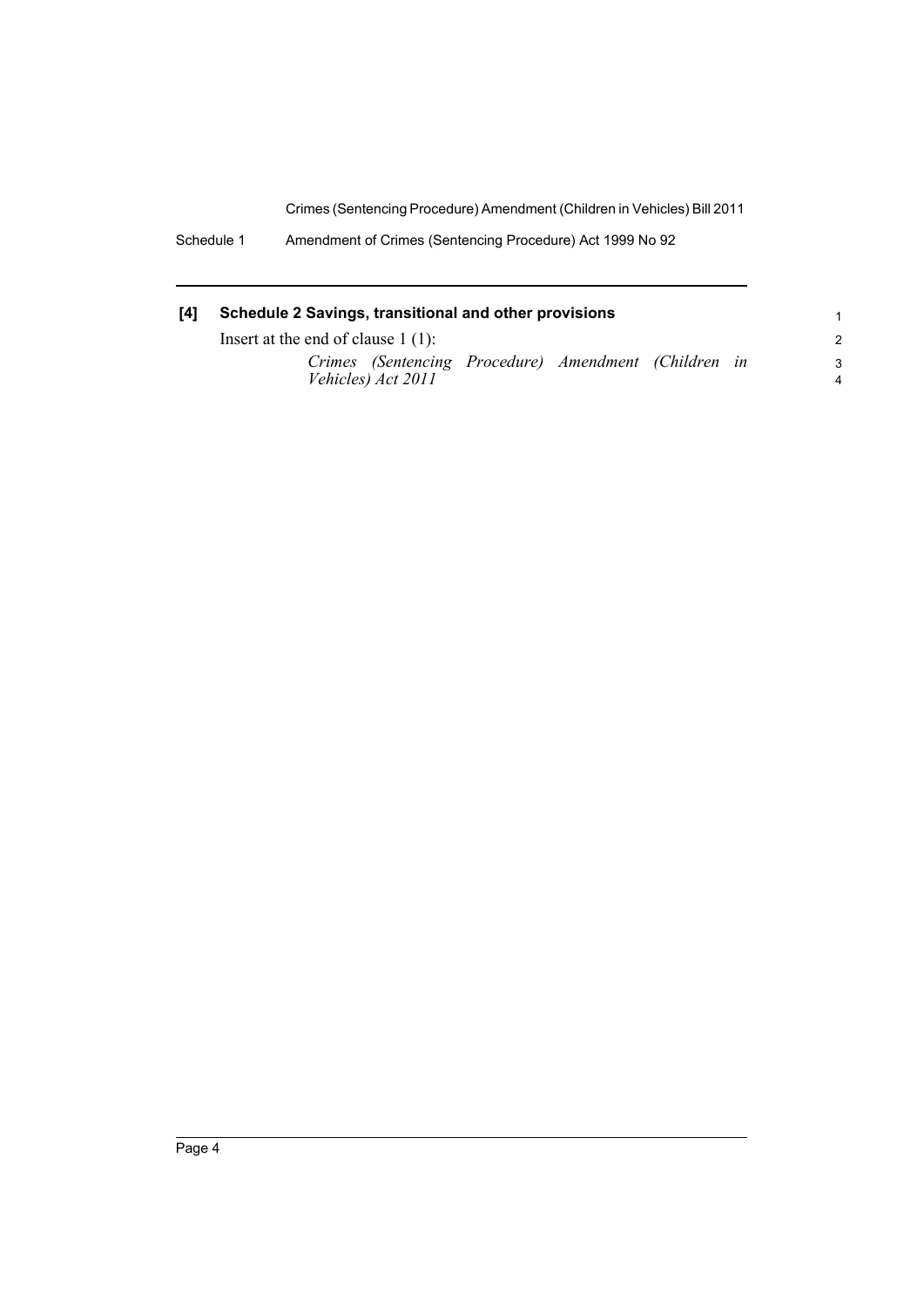**[4] Schedule 2 Savings, transitional and other provisions**

Insert at the end of clause 1 (1):

*Crimes (Sentencing Procedure) Amendment (Children in Vehicles) Act 2011*